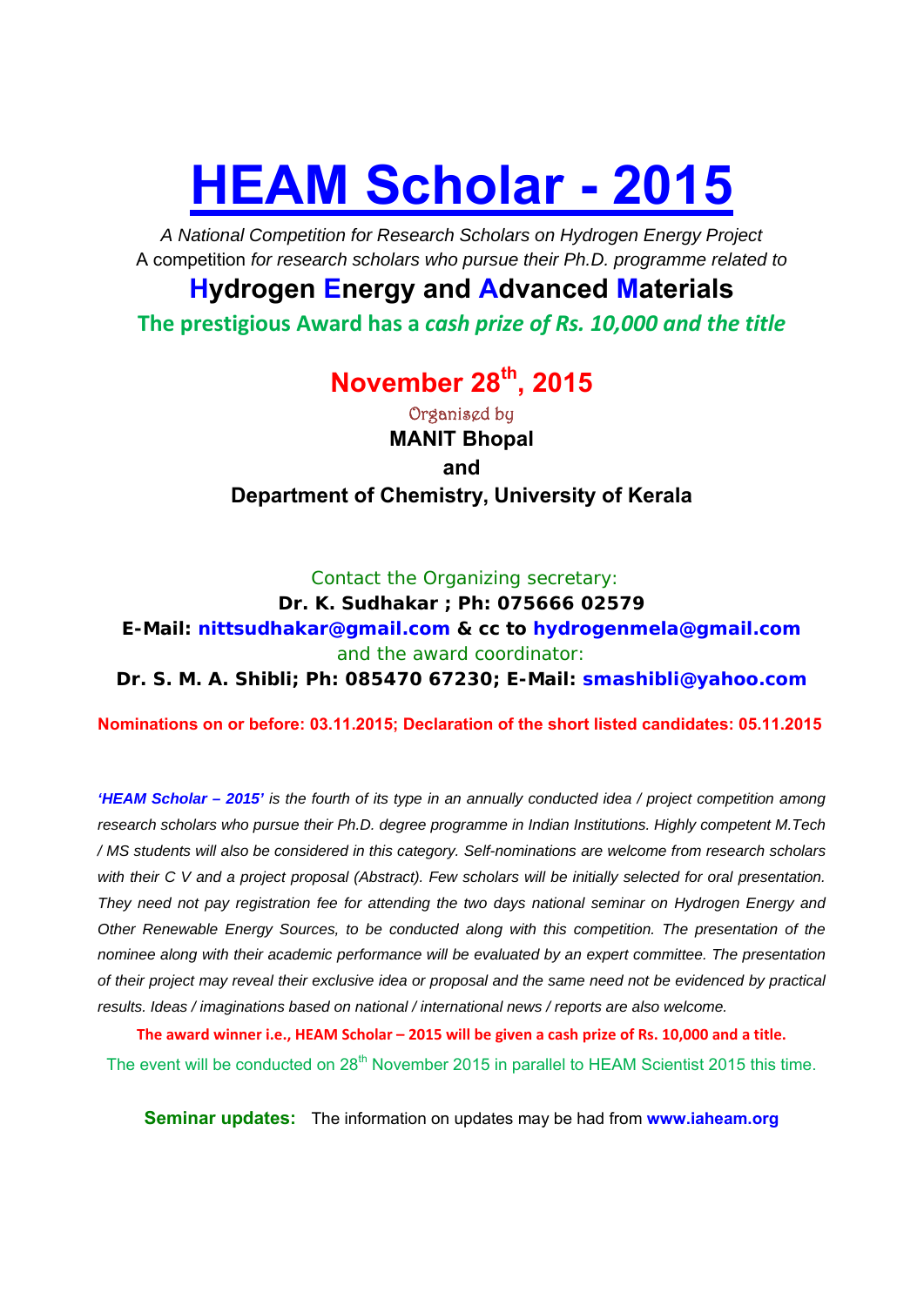# HEAM Scholar - 2015

*A National Competition for Research Scholars on Hydrogen Energy Project*

A competition *for research scholars who pursue their Ph.D. programme related to*

## Hydrogen Energy and Advanced Materials

**The prestigious Award has a *cash prize of Rs. 10,000 and the title***

## November 28th, 2015

Organised by

**MANIT Bhopal**

**and**

**Department of Chemistry, University of Kerala**

Contact the Organizing secretary:

**Dr. K. Sudhakar ; Ph: 075666 02579**

**E-Mail: nittsudhakar@gmail.com & cc to hydrogenmela@gmail.com**

and the award coordinator:

**Dr. S. M. A. Shibli; Ph: 085470 67230; E-Mail: smashibli@yahoo.com**

**Nominations on or before: 03.11.2015; Declaration of the short listed candidates: 05.11.2015**

*__'HEAM Scholar – 2015'__ is the fourth of its type in an annually conducted idea / project competition among research scholars who pursue their Ph.D. degree programme in Indian Institutions. Highly competent M.Tech / MS students will also be considered in this category. Self-nominations are welcome from research scholars with their C V and a project proposal (Abstract). Few scholars will be initially selected for oral presentation. They need not pay registration fee for attending the two days national seminar on Hydrogen Energy and Other Renewable Energy Sources, to be conducted along with this competition. The presentation of the nominee along with their academic performance will be evaluated by an expert committee. The presentation of their project may reveal their exclusive idea or proposal and the same need not be evidenced by practical results. Ideas / imaginations based on national / international news / reports are also welcome.*

**The award winner i.e., HEAM Scholar – 2015 will be given a cash prize of Rs. 10,000 and a title.**

The event will be conducted on 28th November 2015 in parallel to HEAM Scientist 2015 this time.

**Seminar updates:** The information on updates may be had from **www.iaheam.org**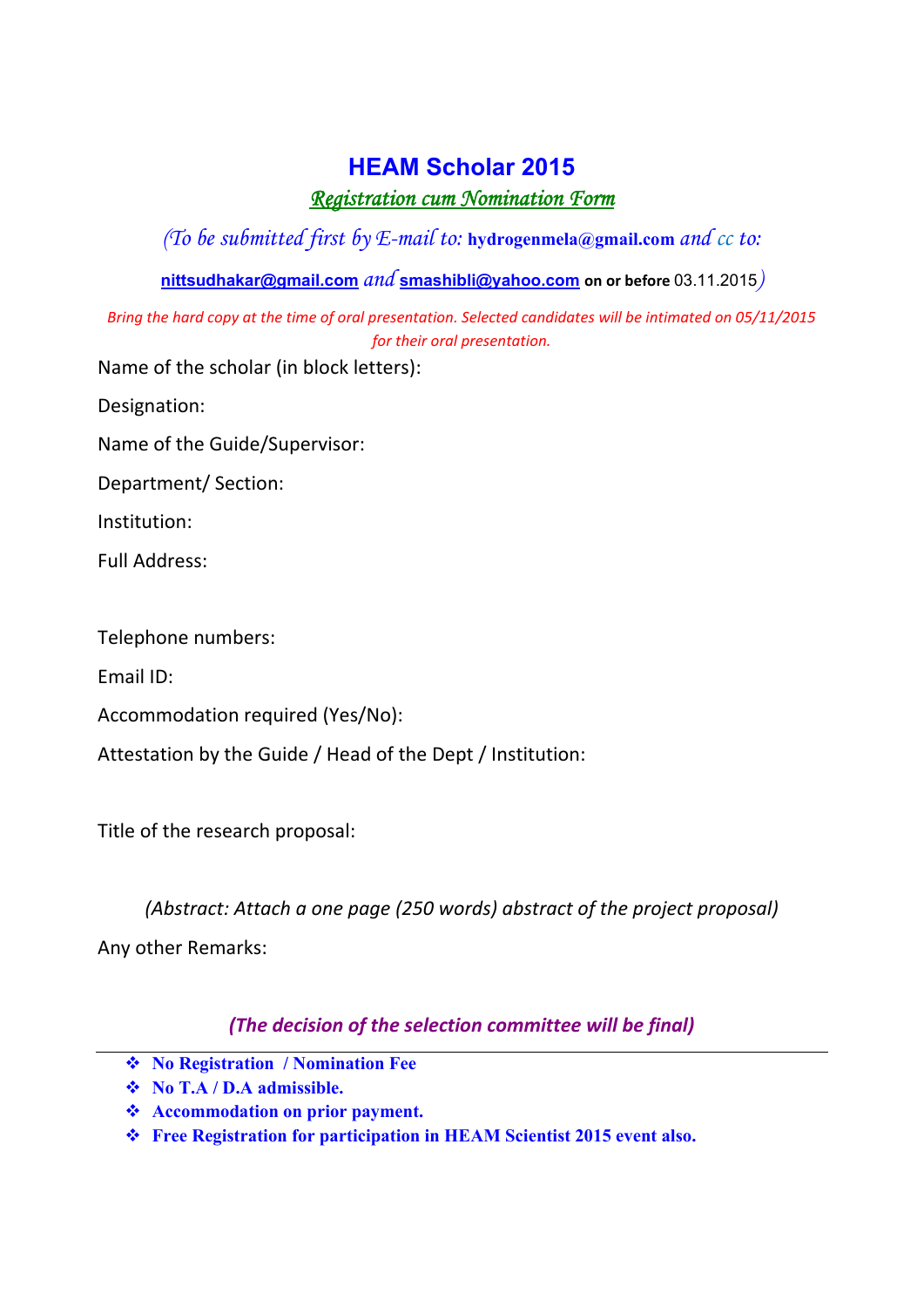# HEAM Scholar 2015

## *Registration cum Nomination Form*

*(To be submitted first by E-mail to:* **hydrogenmela@gmail.com** *and cc to:*

**nittsudhakar@gmail.com** *and* **smashibli@yahoo.com** **on or before** 03.11.2015*)*

*Bring the hard copy at the time of oral presentation. Selected candidates will be intimated on 05/11/2015 for their oral presentation.*

Name of the scholar (in block letters):

Designation:

Name of the Guide/Supervisor:

Department/ Section:

Institution:

Full Address:

Telephone numbers:

Email ID:

Accommodation required (Yes/No):

Attestation by the Guide / Head of the Dept / Institution:

Title of the research proposal:

*(Abstract: Attach a one page (250 words) abstract of the project proposal)*

Any other Remarks:

***(The decision of the selection committee will be final)***

---

- **No Registration / Nomination Fee**
- **No T.A / D.A admissible.**
- **Accommodation on prior payment.**
- **Free Registration for participation in HEAM Scientist 2015 event also.**